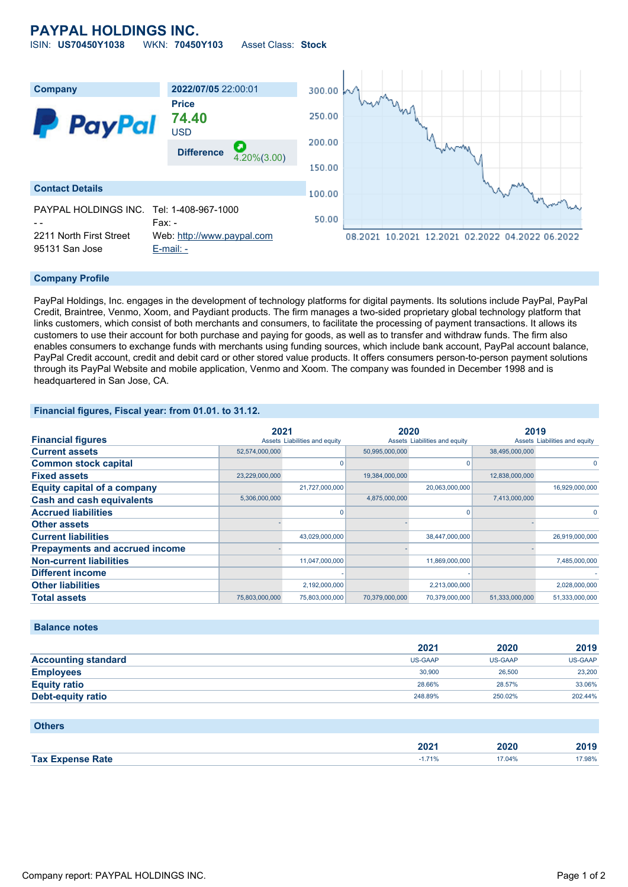# PAYPAL HOLDINGS INC.

ISIN: **US70450Y1038** WKN: **70450Y103** Asset Class: **Stock**

| Company | 2022/07/05 22:00:01 |
|---|---|
| PayPal | **Price** 74.40 USD |
| | **Difference** 4.20%(3.00) |

## Contact Details

| | |
|---|---|
| PAYPAL HOLDINGS INC. | Tel: 1-408-967-1000 |
| - - | Fax: - |
| 2211 North First Street | Web: http://www.paypal.com |
| 95131 San Jose | E-mail: - |

## Company Profile

PayPal Holdings, Inc. engages in the development of technology platforms for digital payments. Its solutions include PayPal, PayPal Credit, Braintree, Venmo, Xoom, and Paydiant products. The firm manages a two-sided proprietary global technology platform that links customers, which consist of both merchants and consumers, to facilitate the processing of payment transactions. It allows its customers to use their account for both purchase and paying for goods, as well as to transfer and withdraw funds. The firm also enables consumers to exchange funds with merchants using funding sources, which include bank account, PayPal account balance, PayPal Credit account, credit and debit card or other stored value products. It offers consumers person-to-person payment solutions through its PayPal Website and mobile application, Venmo and Xoom. The company was founded in December 1998 and is headquartered in San Jose, CA.

## Financial figures, Fiscal year: from 01.01. to 31.12.

| Financial figures | 2021 Assets | 2021 Liabilities and equity | 2020 Assets | 2020 Liabilities and equity | 2019 Assets | 2019 Liabilities and equity |
|---|---|---|---|---|---|---|
| **Current assets** | 52,574,000,000 | | 50,995,000,000 | | 38,495,000,000 | |
| **Common stock capital** | | 0 | | 0 | | 0 |
| **Fixed assets** | 23,229,000,000 | | 19,384,000,000 | | 12,838,000,000 | |
| **Equity capital of a company** | | 21,727,000,000 | | 20,063,000,000 | | 16,929,000,000 |
| **Cash and cash equivalents** | 5,306,000,000 | | 4,875,000,000 | | 7,413,000,000 | |
| **Accrued liabilities** | | 0 | | 0 | | 0 |
| **Other assets** | - | | - | | - | |
| **Current liabilities** | | 43,029,000,000 | | 38,447,000,000 | | 26,919,000,000 |
| **Prepayments and accrued income** | - | | - | | - | |
| **Non-current liabilities** | | 11,047,000,000 | | 11,869,000,000 | | 7,485,000,000 |
| **Different income** | | - | | - | | - |
| **Other liabilities** | | 2,192,000,000 | | 2,213,000,000 | | 2,028,000,000 |
| **Total assets** | 75,803,000,000 | 75,803,000,000 | 70,379,000,000 | 70,379,000,000 | 51,333,000,000 | 51,333,000,000 |

## Balance notes

| | 2021 | 2020 | 2019 |
|---|---|---|---|
| **Accounting standard** | US-GAAP | US-GAAP | US-GAAP |
| **Employees** | 30,900 | 26,500 | 23,200 |
| **Equity ratio** | 28.66% | 28.57% | 33.06% |
| **Debt-equity ratio** | 248.89% | 250.02% | 202.44% |

## Others

| | 2021 | 2020 | 2019 |
|---|---|---|---|
| **Tax Expense Rate** | -1.71% | 17.04% | 17.98% |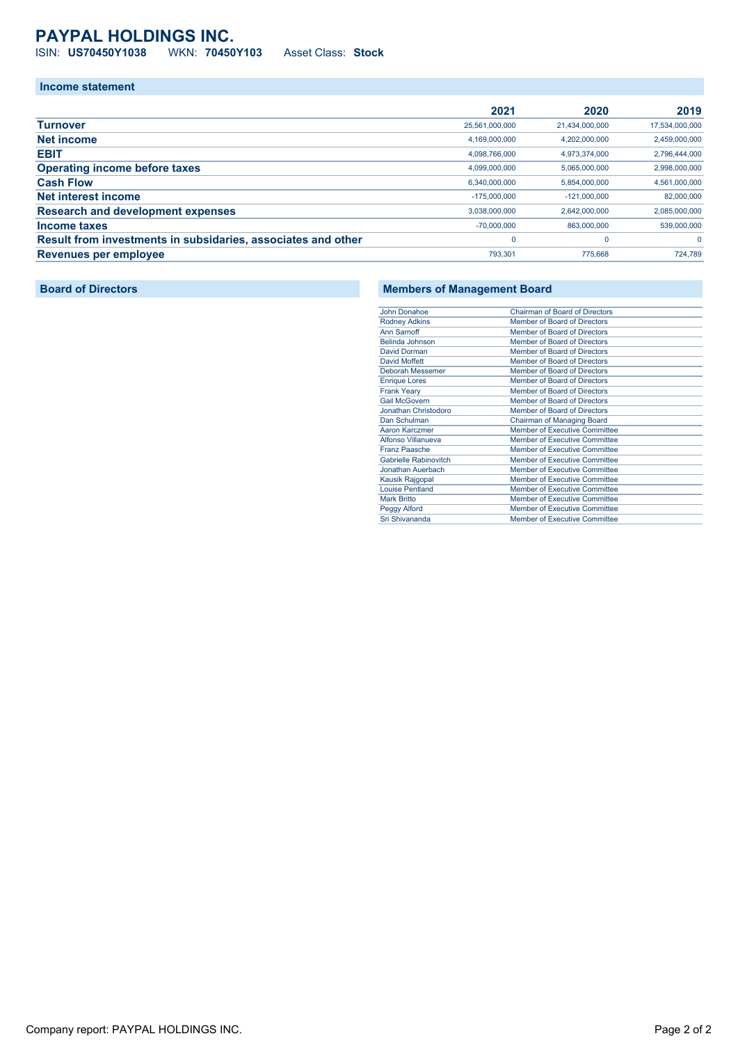# PAYPAL HOLDINGS INC.

ISIN: **US70450Y1038** WKN: **70450Y103** Asset Class: **Stock**

## Income statement

| | 2021 | 2020 | 2019 |
|---|---|---|---|
| **Turnover** | 25,561,000,000 | 21,434,000,000 | 17,534,000,000 |
| **Net income** | 4,169,000,000 | 4,202,000,000 | 2,459,000,000 |
| **EBIT** | 4,098,766,000 | 4,973,374,000 | 2,796,444,000 |
| **Operating income before taxes** | 4,099,000,000 | 5,065,000,000 | 2,998,000,000 |
| **Cash Flow** | 6,340,000,000 | 5,854,000,000 | 4,561,000,000 |
| **Net interest income** | -175,000,000 | -121,000,000 | 82,000,000 |
| **Research and development expenses** | 3,038,000,000 | 2,642,000,000 | 2,085,000,000 |
| **Income taxes** | -70,000,000 | 863,000,000 | 539,000,000 |
| **Result from investments in subsidaries, associates and other** | 0 | 0 | 0 |
| **Revenues per employee** | 793,301 | 775,668 | 724,789 |

## Board of Directors

## Members of Management Board

| | |
|---|---|
| John Donahoe | Chairman of Board of Directors |
| Rodney Adkins | Member of Board of Directors |
| Ann Sarnoff | Member of Board of Directors |
| Belinda Johnson | Member of Board of Directors |
| David Dorman | Member of Board of Directors |
| David Moffett | Member of Board of Directors |
| Deborah Messemer | Member of Board of Directors |
| Enrique Lores | Member of Board of Directors |
| Frank Yeary | Member of Board of Directors |
| Gail McGovern | Member of Board of Directors |
| Jonathan Christodoro | Member of Board of Directors |
| Dan Schulman | Chairman of Managing Board |
| Aaron Karczmer | Member of Executive Committee |
| Alfonso Villanueva | Member of Executive Committee |
| Franz Paasche | Member of Executive Committee |
| Gabrielle Rabinovitch | Member of Executive Committee |
| Jonathan Auerbach | Member of Executive Committee |
| Kausik Rajgopal | Member of Executive Committee |
| Louise Pentland | Member of Executive Committee |
| Mark Britto | Member of Executive Committee |
| Peggy Alford | Member of Executive Committee |
| Sri Shivananda | Member of Executive Committee |

Company report: PAYPAL HOLDINGS INC.